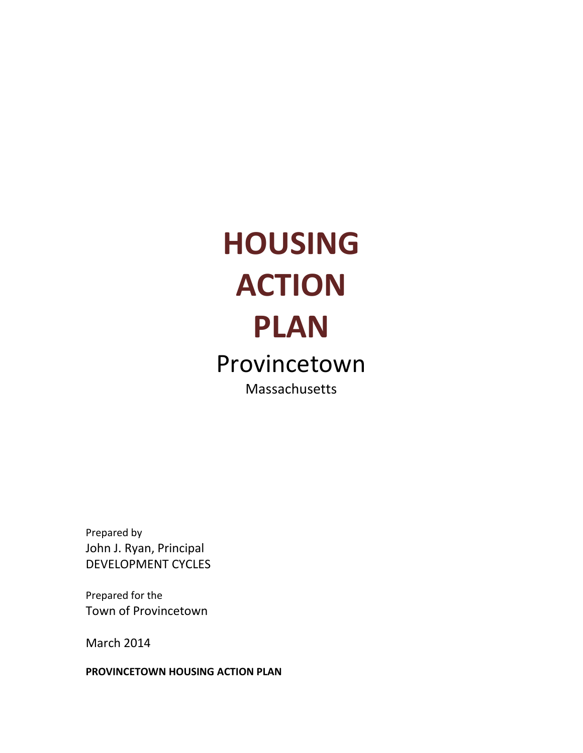# HOUSING ACTION PLAN

## Provincetown

Massachusetts

Prepared by
John J. Ryan, Principal
DEVELOPMENT CYCLES

Prepared for the
Town of Provincetown

March 2014

**PROVINCETOWN HOUSING ACTION PLAN**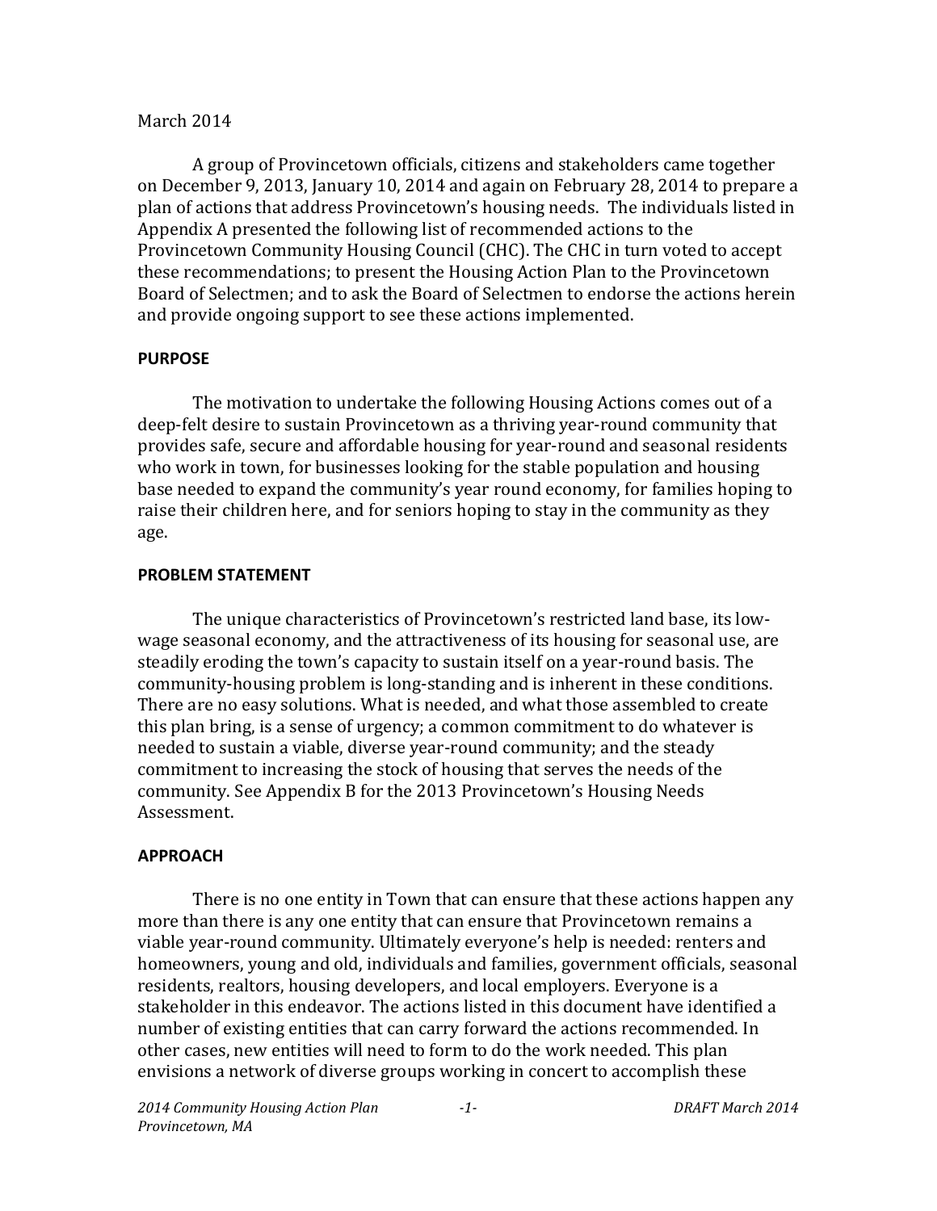March 2014

A group of Provincetown officials, citizens and stakeholders came together on December 9, 2013, January 10, 2014 and again on February 28, 2014 to prepare a plan of actions that address Provincetown's housing needs. The individuals listed in Appendix A presented the following list of recommended actions to the Provincetown Community Housing Council (CHC). The CHC in turn voted to accept these recommendations; to present the Housing Action Plan to the Provincetown Board of Selectmen; and to ask the Board of Selectmen to endorse the actions herein and provide ongoing support to see these actions implemented.

**PURPOSE**

The motivation to undertake the following Housing Actions comes out of a deep-felt desire to sustain Provincetown as a thriving year-round community that provides safe, secure and affordable housing for year-round and seasonal residents who work in town, for businesses looking for the stable population and housing base needed to expand the community's year round economy, for families hoping to raise their children here, and for seniors hoping to stay in the community as they age.

**PROBLEM STATEMENT**

The unique characteristics of Provincetown's restricted land base, its low-wage seasonal economy, and the attractiveness of its housing for seasonal use, are steadily eroding the town's capacity to sustain itself on a year-round basis. The community-housing problem is long-standing and is inherent in these conditions. There are no easy solutions. What is needed, and what those assembled to create this plan bring, is a sense of urgency; a common commitment to do whatever is needed to sustain a viable, diverse year-round community; and the steady commitment to increasing the stock of housing that serves the needs of the community. See Appendix B for the 2013 Provincetown's Housing Needs Assessment.

**APPROACH**

There is no one entity in Town that can ensure that these actions happen any more than there is any one entity that can ensure that Provincetown remains a viable year-round community. Ultimately everyone's help is needed: renters and homeowners, young and old, individuals and families, government officials, seasonal residents, realtors, housing developers, and local employers. Everyone is a stakeholder in this endeavor. The actions listed in this document have identified a number of existing entities that can carry forward the actions recommended. In other cases, new entities will need to form to do the work needed. This plan envisions a network of diverse groups working in concert to accomplish these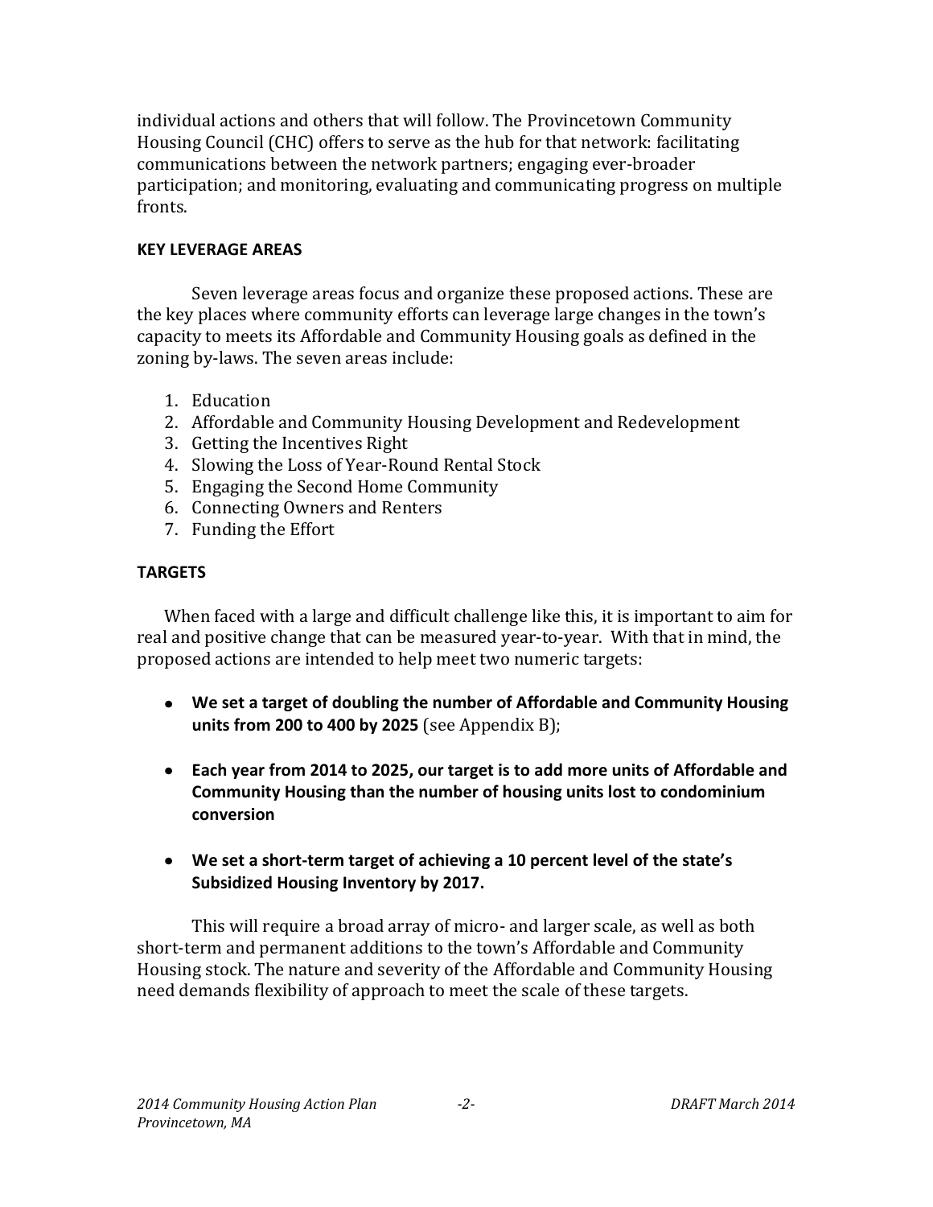individual actions and others that will follow. The Provincetown Community Housing Council (CHC) offers to serve as the hub for that network: facilitating communications between the network partners; engaging ever-broader participation; and monitoring, evaluating and communicating progress on multiple fronts.

## KEY LEVERAGE AREAS

Seven leverage areas focus and organize these proposed actions. These are the key places where community efforts can leverage large changes in the town's capacity to meets its Affordable and Community Housing goals as defined in the zoning by-laws. The seven areas include:

1. Education
2. Affordable and Community Housing Development and Redevelopment
3. Getting the Incentives Right
4. Slowing the Loss of Year-Round Rental Stock
5. Engaging the Second Home Community
6. Connecting Owners and Renters
7. Funding the Effort

## TARGETS

When faced with a large and difficult challenge like this, it is important to aim for real and positive change that can be measured year-to-year. With that in mind, the proposed actions are intended to help meet two numeric targets:

- **We set a target of doubling the number of Affordable and Community Housing units from 200 to 400 by 2025** (see Appendix B);

- **Each year from 2014 to 2025, our target is to add more units of Affordable and Community Housing than the number of housing units lost to condominium conversion**

- **We set a short-term target of achieving a 10 percent level of the state's Subsidized Housing Inventory by 2017.**

This will require a broad array of micro- and larger scale, as well as both short-term and permanent additions to the town's Affordable and Community Housing stock. The nature and severity of the Affordable and Community Housing need demands flexibility of approach to meet the scale of these targets.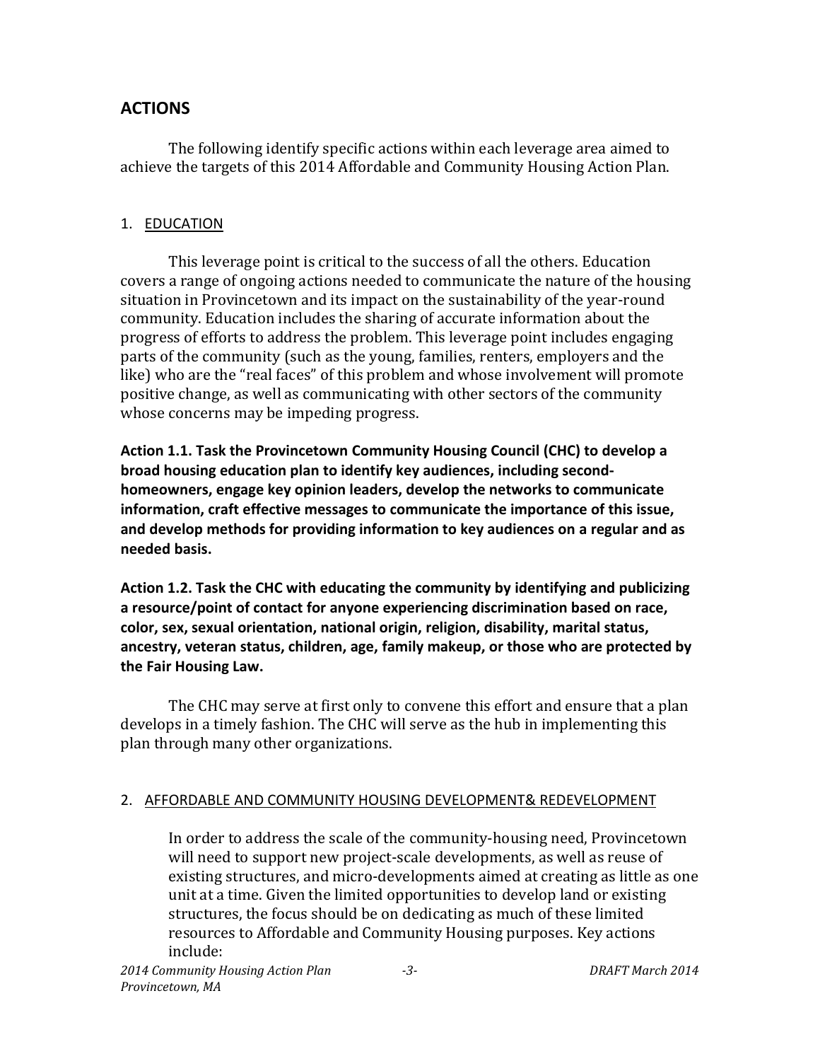## ACTIONS

The following identify specific actions within each leverage area aimed to achieve the targets of this 2014 Affordable and Community Housing Action Plan.

### 1. EDUCATION

This leverage point is critical to the success of all the others. Education covers a range of ongoing actions needed to communicate the nature of the housing situation in Provincetown and its impact on the sustainability of the year-round community. Education includes the sharing of accurate information about the progress of efforts to address the problem. This leverage point includes engaging parts of the community (such as the young, families, renters, employers and the like) who are the "real faces" of this problem and whose involvement will promote positive change, as well as communicating with other sectors of the community whose concerns may be impeding progress.

**Action 1.1. Task the Provincetown Community Housing Council (CHC) to develop a broad housing education plan to identify key audiences, including second-homeowners, engage key opinion leaders, develop the networks to communicate information, craft effective messages to communicate the importance of this issue, and develop methods for providing information to key audiences on a regular and as needed basis.**

**Action 1.2. Task the CHC with educating the community by identifying and publicizing a resource/point of contact for anyone experiencing discrimination based on race, color, sex, sexual orientation, national origin, religion, disability, marital status, ancestry, veteran status, children, age, family makeup, or those who are protected by the Fair Housing Law.**

The CHC may serve at first only to convene this effort and ensure that a plan develops in a timely fashion. The CHC will serve as the hub in implementing this plan through many other organizations.

### 2. AFFORDABLE AND COMMUNITY HOUSING DEVELOPMENT& REDEVELOPMENT

In order to address the scale of the community-housing need, Provincetown will need to support new project-scale developments, as well as reuse of existing structures, and micro-developments aimed at creating as little as one unit at a time. Given the limited opportunities to develop land or existing structures, the focus should be on dedicating as much of these limited resources to Affordable and Community Housing purposes. Key actions include: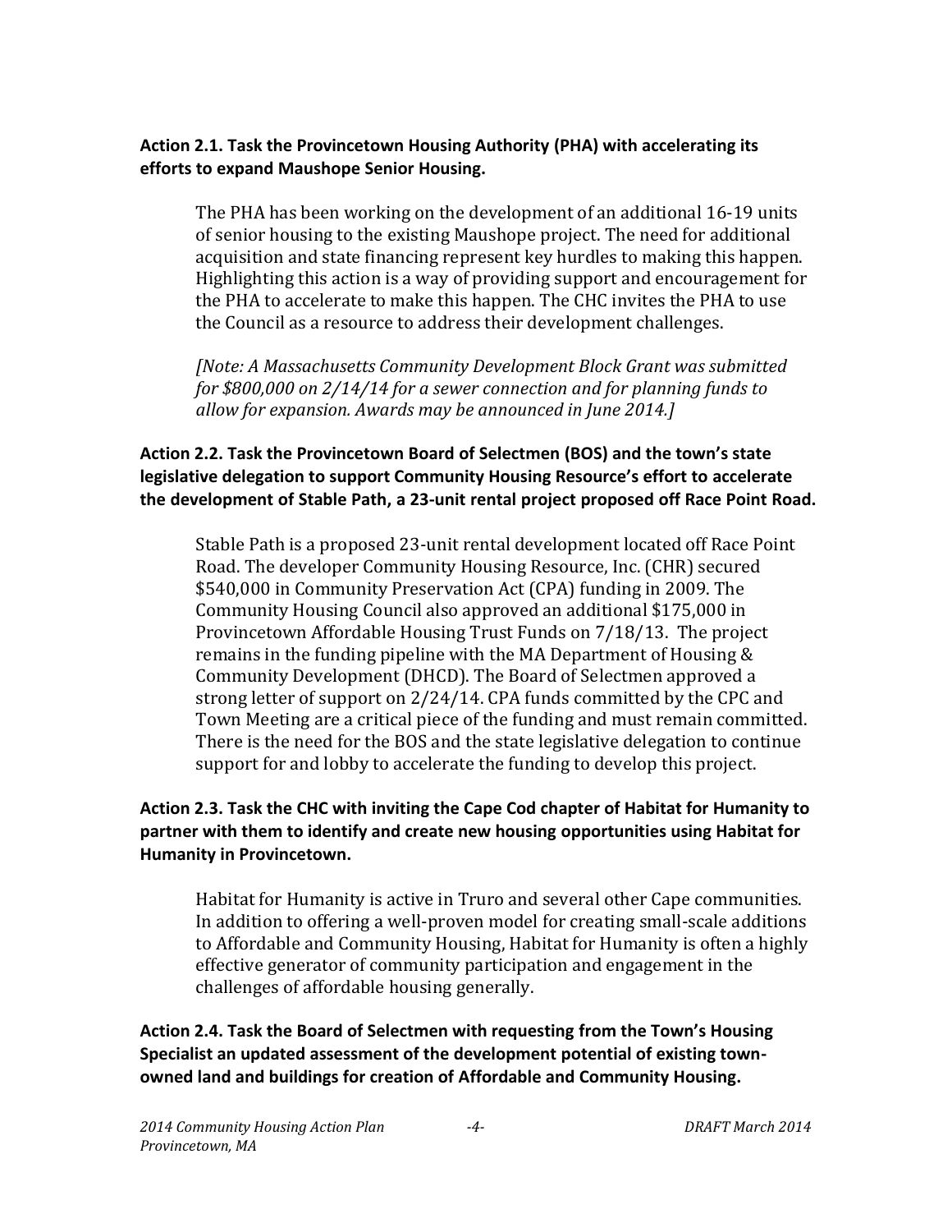**Action 2.1. Task the Provincetown Housing Authority (PHA) with accelerating its efforts to expand Maushope Senior Housing.**

The PHA has been working on the development of an additional 16-19 units of senior housing to the existing Maushope project. The need for additional acquisition and state financing represent key hurdles to making this happen. Highlighting this action is a way of providing support and encouragement for the PHA to accelerate to make this happen. The CHC invites the PHA to use the Council as a resource to address their development challenges.

*[Note: A Massachusetts Community Development Block Grant was submitted for $800,000 on 2/14/14 for a sewer connection and for planning funds to allow for expansion. Awards may be announced in June 2014.]*

**Action 2.2. Task the Provincetown Board of Selectmen (BOS) and the town's state legislative delegation to support Community Housing Resource's effort to accelerate the development of Stable Path, a 23-unit rental project proposed off Race Point Road.**

Stable Path is a proposed 23-unit rental development located off Race Point Road. The developer Community Housing Resource, Inc. (CHR) secured $540,000 in Community Preservation Act (CPA) funding in 2009. The Community Housing Council also approved an additional $175,000 in Provincetown Affordable Housing Trust Funds on 7/18/13. The project remains in the funding pipeline with the MA Department of Housing & Community Development (DHCD). The Board of Selectmen approved a strong letter of support on 2/24/14. CPA funds committed by the CPC and Town Meeting are a critical piece of the funding and must remain committed. There is the need for the BOS and the state legislative delegation to continue support for and lobby to accelerate the funding to develop this project.

**Action 2.3. Task the CHC with inviting the Cape Cod chapter of Habitat for Humanity to partner with them to identify and create new housing opportunities using Habitat for Humanity in Provincetown.**

Habitat for Humanity is active in Truro and several other Cape communities. In addition to offering a well-proven model for creating small-scale additions to Affordable and Community Housing, Habitat for Humanity is often a highly effective generator of community participation and engagement in the challenges of affordable housing generally.

**Action 2.4. Task the Board of Selectmen with requesting from the Town's Housing Specialist an updated assessment of the development potential of existing town-owned land and buildings for creation of Affordable and Community Housing.**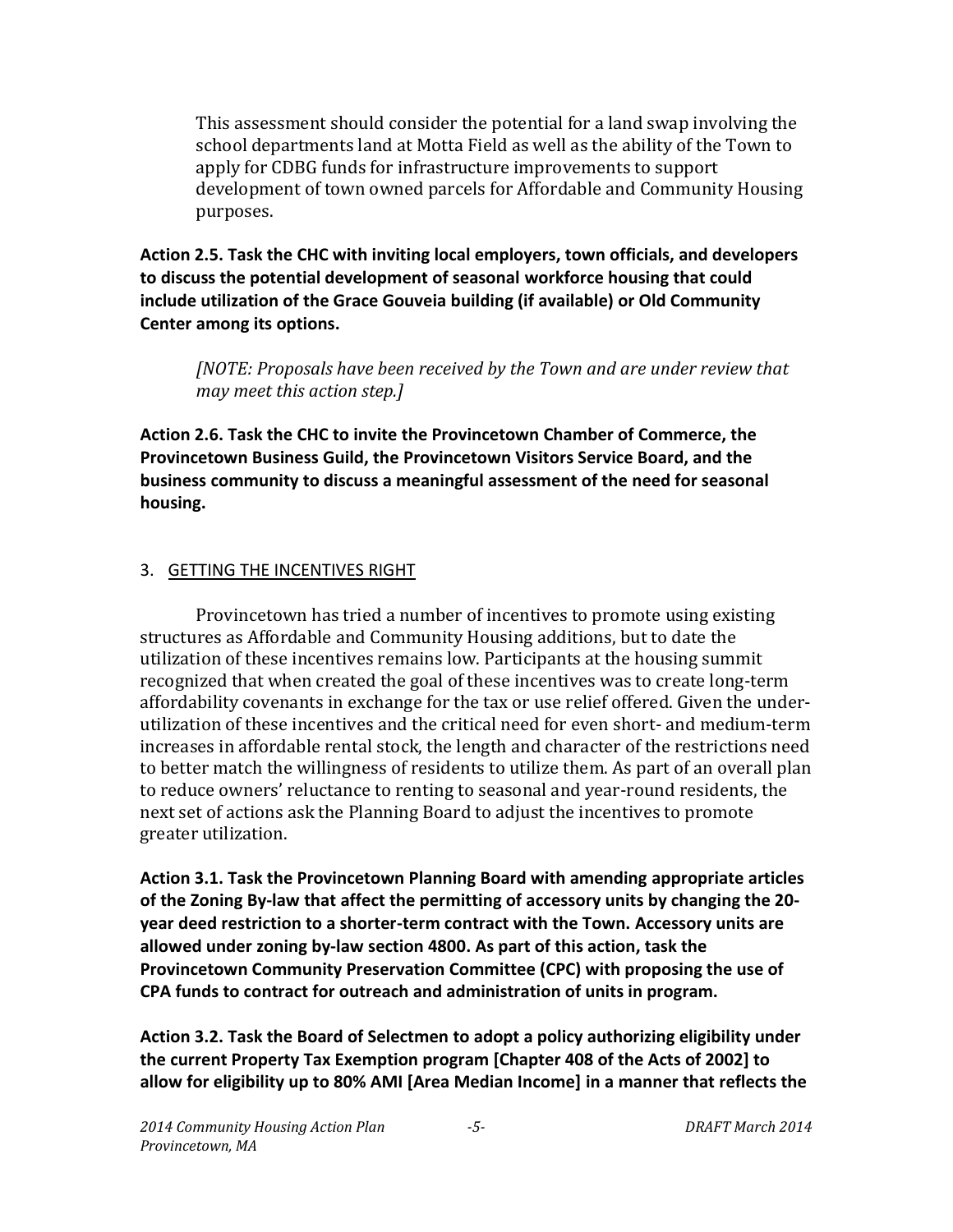This assessment should consider the potential for a land swap involving the school departments land at Motta Field as well as the ability of the Town to apply for CDBG funds for infrastructure improvements to support development of town owned parcels for Affordable and Community Housing purposes.

**Action 2.5. Task the CHC with inviting local employers, town officials, and developers to discuss the potential development of seasonal workforce housing that could include utilization of the Grace Gouveia building (if available) or Old Community Center among its options.**

*[NOTE: Proposals have been received by the Town and are under review that may meet this action step.]*

**Action 2.6. Task the CHC to invite the Provincetown Chamber of Commerce, the Provincetown Business Guild, the Provincetown Visitors Service Board, and the business community to discuss a meaningful assessment of the need for seasonal housing.**

## 3. GETTING THE INCENTIVES RIGHT

Provincetown has tried a number of incentives to promote using existing structures as Affordable and Community Housing additions, but to date the utilization of these incentives remains low. Participants at the housing summit recognized that when created the goal of these incentives was to create long-term affordability covenants in exchange for the tax or use relief offered. Given the under-utilization of these incentives and the critical need for even short- and medium-term increases in affordable rental stock, the length and character of the restrictions need to better match the willingness of residents to utilize them. As part of an overall plan to reduce owners' reluctance to renting to seasonal and year-round residents, the next set of actions ask the Planning Board to adjust the incentives to promote greater utilization.

**Action 3.1. Task the Provincetown Planning Board with amending appropriate articles of the Zoning By-law that affect the permitting of accessory units by changing the 20-year deed restriction to a shorter-term contract with the Town. Accessory units are allowed under zoning by-law section 4800. As part of this action, task the Provincetown Community Preservation Committee (CPC) with proposing the use of CPA funds to contract for outreach and administration of units in program.**

**Action 3.2. Task the Board of Selectmen to adopt a policy authorizing eligibility under the current Property Tax Exemption program [Chapter 408 of the Acts of 2002] to allow for eligibility up to 80% AMI [Area Median Income] in a manner that reflects the**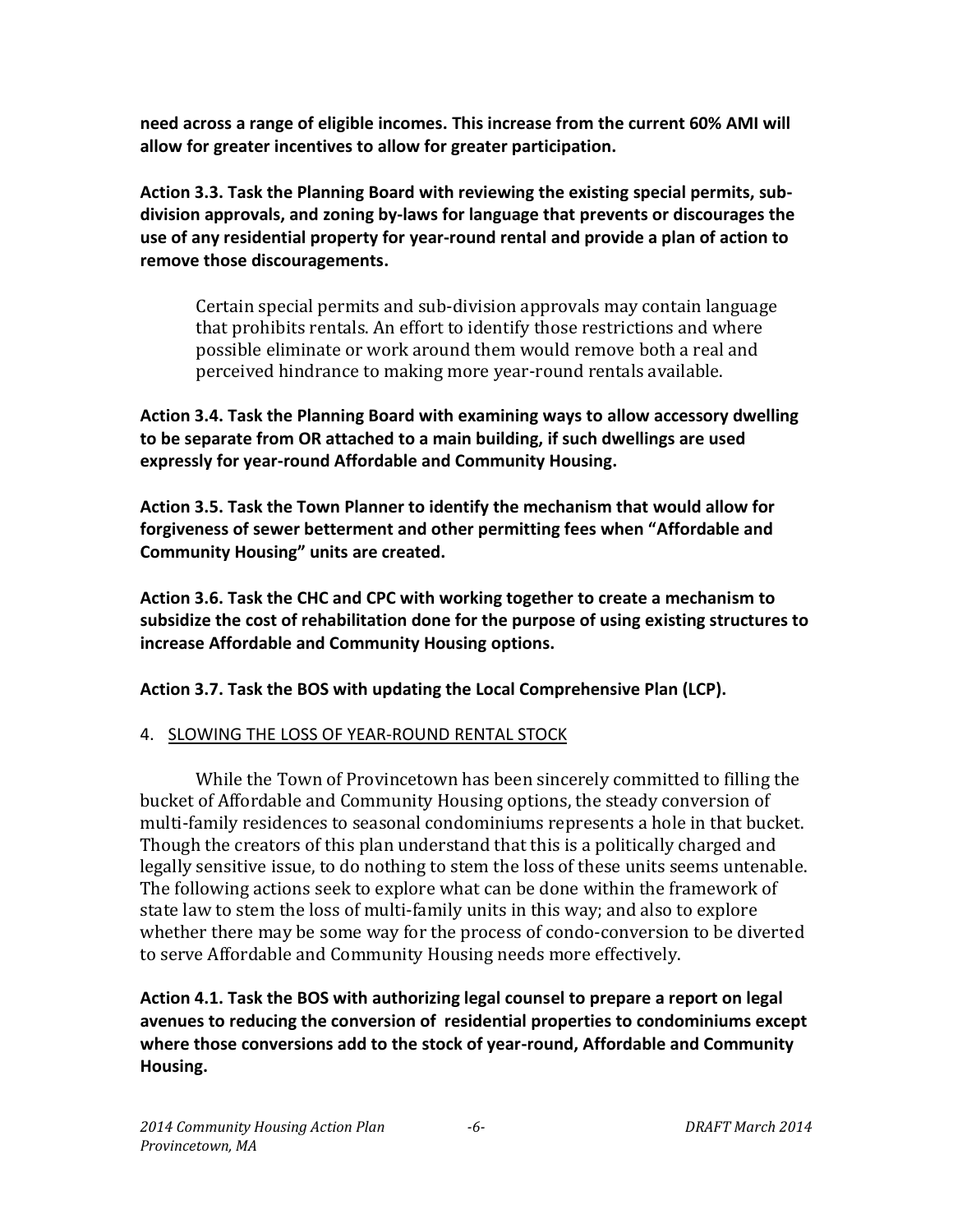**need across a range of eligible incomes. This increase from the current 60% AMI will allow for greater incentives to allow for greater participation.**

**Action 3.3. Task the Planning Board with reviewing the existing special permits, sub-division approvals, and zoning by-laws for language that prevents or discourages the use of any residential property for year-round rental and provide a plan of action to remove those discouragements.**

> Certain special permits and sub-division approvals may contain language that prohibits rentals. An effort to identify those restrictions and where possible eliminate or work around them would remove both a real and perceived hindrance to making more year-round rentals available.

**Action 3.4. Task the Planning Board with examining ways to allow accessory dwelling to be separate from OR attached to a main building, if such dwellings are used expressly for year-round Affordable and Community Housing.**

**Action 3.5. Task the Town Planner to identify the mechanism that would allow for forgiveness of sewer betterment and other permitting fees when "Affordable and Community Housing" units are created.**

**Action 3.6. Task the CHC and CPC with working together to create a mechanism to subsidize the cost of rehabilitation done for the purpose of using existing structures to increase Affordable and Community Housing options.**

**Action 3.7. Task the BOS with updating the Local Comprehensive Plan (LCP).**

## 4. SLOWING THE LOSS OF YEAR-ROUND RENTAL STOCK

While the Town of Provincetown has been sincerely committed to filling the bucket of Affordable and Community Housing options, the steady conversion of multi-family residences to seasonal condominiums represents a hole in that bucket. Though the creators of this plan understand that this is a politically charged and legally sensitive issue, to do nothing to stem the loss of these units seems untenable. The following actions seek to explore what can be done within the framework of state law to stem the loss of multi-family units in this way; and also to explore whether there may be some way for the process of condo-conversion to be diverted to serve Affordable and Community Housing needs more effectively.

**Action 4.1. Task the BOS with authorizing legal counsel to prepare a report on legal avenues to reducing the conversion of residential properties to condominiums except where those conversions add to the stock of year-round, Affordable and Community Housing.**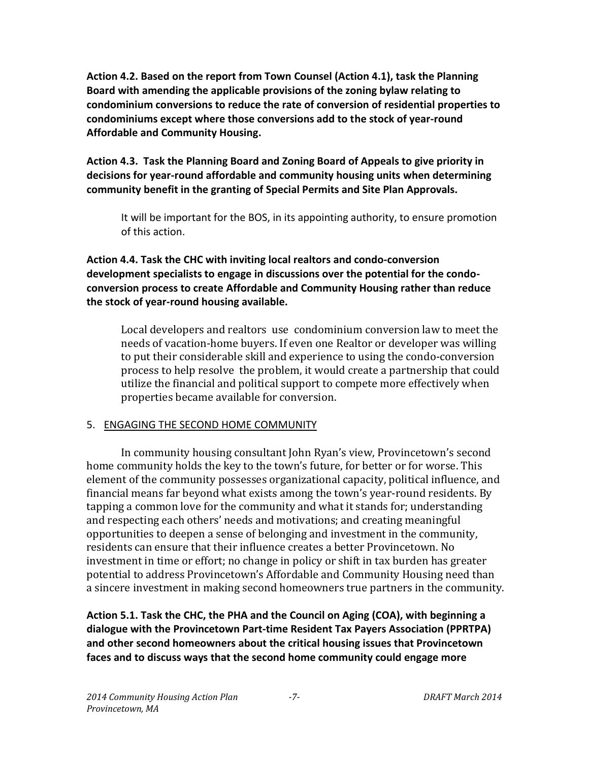**Action 4.2. Based on the report from Town Counsel (Action 4.1), task the Planning Board with amending the applicable provisions of the zoning bylaw relating to condominium conversions to reduce the rate of conversion of residential properties to condominiums except where those conversions add to the stock of year-round Affordable and Community Housing.**

**Action 4.3. Task the Planning Board and Zoning Board of Appeals to give priority in decisions for year-round affordable and community housing units when determining community benefit in the granting of Special Permits and Site Plan Approvals.**

> It will be important for the BOS, in its appointing authority, to ensure promotion of this action.

**Action 4.4. Task the CHC with inviting local realtors and condo-conversion development specialists to engage in discussions over the potential for the condo-conversion process to create Affordable and Community Housing rather than reduce the stock of year-round housing available.**

> Local developers and realtors use condominium conversion law to meet the needs of vacation-home buyers. If even one Realtor or developer was willing to put their considerable skill and experience to using the condo-conversion process to help resolve the problem, it would create a partnership that could utilize the financial and political support to compete more effectively when properties became available for conversion.

5. <u>ENGAGING THE SECOND HOME COMMUNITY</u>

In community housing consultant John Ryan's view, Provincetown's second home community holds the key to the town's future, for better or for worse. This element of the community possesses organizational capacity, political influence, and financial means far beyond what exists among the town's year-round residents. By tapping a common love for the community and what it stands for; understanding and respecting each others' needs and motivations; and creating meaningful opportunities to deepen a sense of belonging and investment in the community, residents can ensure that their influence creates a better Provincetown. No investment in time or effort; no change in policy or shift in tax burden has greater potential to address Provincetown's Affordable and Community Housing need than a sincere investment in making second homeowners true partners in the community.

**Action 5.1. Task the CHC, the PHA and the Council on Aging (COA), with beginning a dialogue with the Provincetown Part-time Resident Tax Payers Association (PPRTPA) and other second homeowners about the critical housing issues that Provincetown faces and to discuss ways that the second home community could engage more**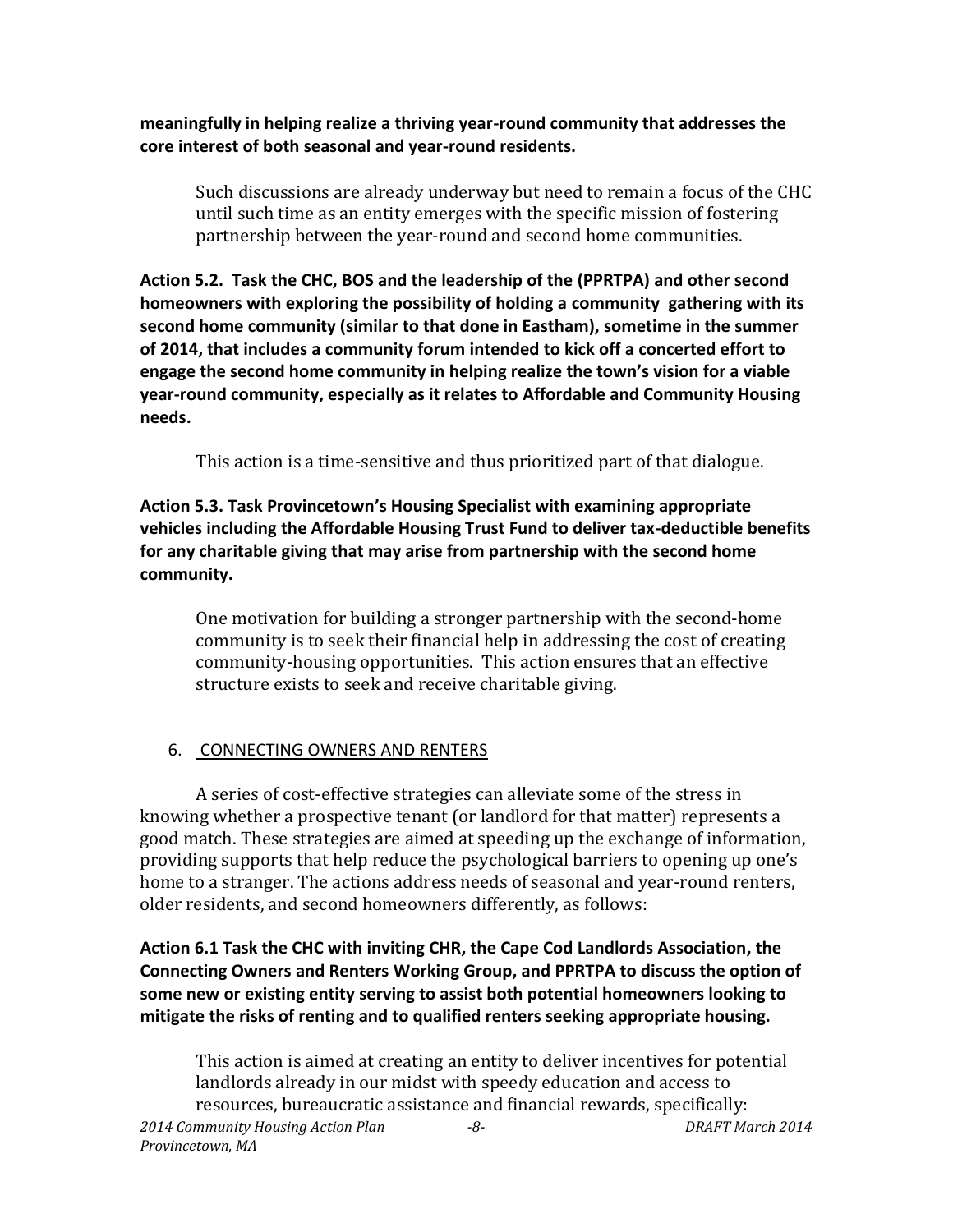**meaningfully in helping realize a thriving year-round community that addresses the core interest of both seasonal and year-round residents.**

Such discussions are already underway but need to remain a focus of the CHC until such time as an entity emerges with the specific mission of fostering partnership between the year-round and second home communities.

**Action 5.2. Task the CHC, BOS and the leadership of the (PPRTPA) and other second homeowners with exploring the possibility of holding a community gathering with its second home community (similar to that done in Eastham), sometime in the summer of 2014, that includes a community forum intended to kick off a concerted effort to engage the second home community in helping realize the town's vision for a viable year-round community, especially as it relates to Affordable and Community Housing needs.**

This action is a time-sensitive and thus prioritized part of that dialogue.

**Action 5.3. Task Provincetown's Housing Specialist with examining appropriate vehicles including the Affordable Housing Trust Fund to deliver tax-deductible benefits for any charitable giving that may arise from partnership with the second home community.**

One motivation for building a stronger partnership with the second-home community is to seek their financial help in addressing the cost of creating community-housing opportunities. This action ensures that an effective structure exists to seek and receive charitable giving.

## 6. CONNECTING OWNERS AND RENTERS

A series of cost-effective strategies can alleviate some of the stress in knowing whether a prospective tenant (or landlord for that matter) represents a good match. These strategies are aimed at speeding up the exchange of information, providing supports that help reduce the psychological barriers to opening up one's home to a stranger. The actions address needs of seasonal and year-round renters, older residents, and second homeowners differently, as follows:

**Action 6.1 Task the CHC with inviting CHR, the Cape Cod Landlords Association, the Connecting Owners and Renters Working Group, and PPRTPA to discuss the option of some new or existing entity serving to assist both potential homeowners looking to mitigate the risks of renting and to qualified renters seeking appropriate housing.**

This action is aimed at creating an entity to deliver incentives for potential landlords already in our midst with speedy education and access to resources, bureaucratic assistance and financial rewards, specifically: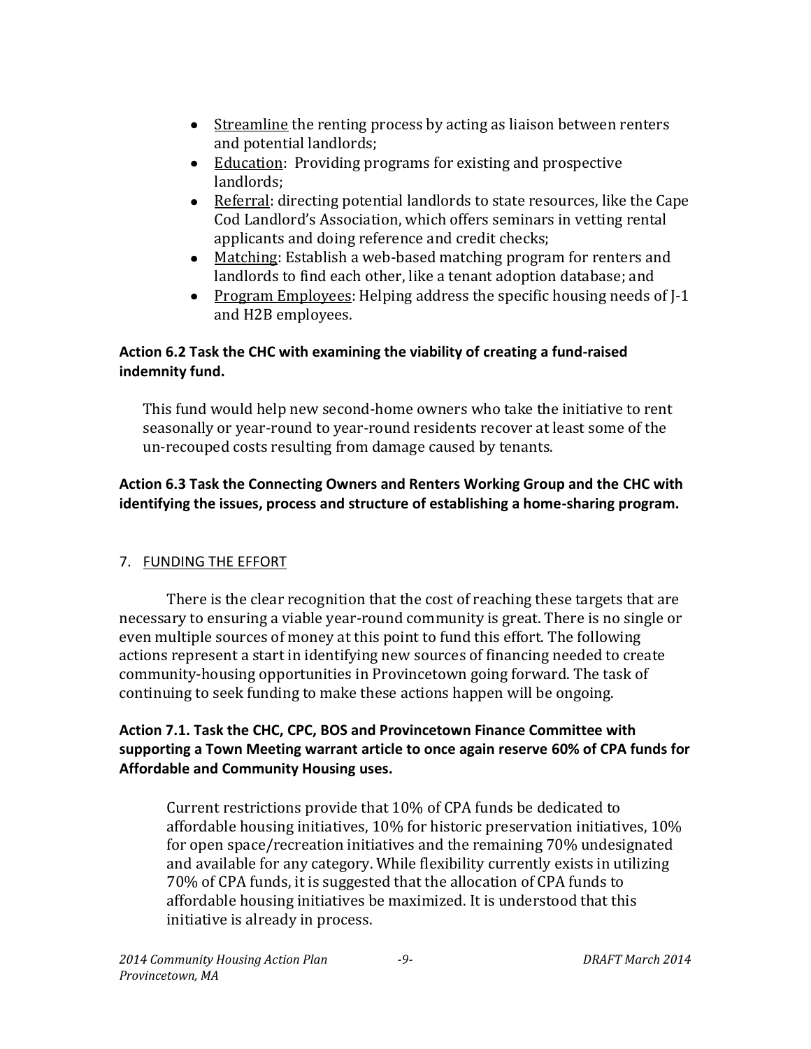- Streamline the renting process by acting as liaison between renters and potential landlords;
- Education: Providing programs for existing and prospective landlords;
- Referral: directing potential landlords to state resources, like the Cape Cod Landlord's Association, which offers seminars in vetting rental applicants and doing reference and credit checks;
- Matching: Establish a web-based matching program for renters and landlords to find each other, like a tenant adoption database; and
- Program Employees: Helping address the specific housing needs of J-1 and H2B employees.

**Action 6.2 Task the CHC with examining the viability of creating a fund-raised indemnity fund.**

This fund would help new second-home owners who take the initiative to rent seasonally or year-round to year-round residents recover at least some of the un-recouped costs resulting from damage caused by tenants.

**Action 6.3 Task the Connecting Owners and Renters Working Group and the CHC with identifying the issues, process and structure of establishing a home-sharing program.**

## 7. FUNDING THE EFFORT

There is the clear recognition that the cost of reaching these targets that are necessary to ensuring a viable year-round community is great. There is no single or even multiple sources of money at this point to fund this effort. The following actions represent a start in identifying new sources of financing needed to create community-housing opportunities in Provincetown going forward. The task of continuing to seek funding to make these actions happen will be ongoing.

**Action 7.1. Task the CHC, CPC, BOS and Provincetown Finance Committee with supporting a Town Meeting warrant article to once again reserve 60% of CPA funds for Affordable and Community Housing uses.**

Current restrictions provide that 10% of CPA funds be dedicated to affordable housing initiatives, 10% for historic preservation initiatives, 10% for open space/recreation initiatives and the remaining 70% undesignated and available for any category. While flexibility currently exists in utilizing 70% of CPA funds, it is suggested that the allocation of CPA funds to affordable housing initiatives be maximized. It is understood that this initiative is already in process.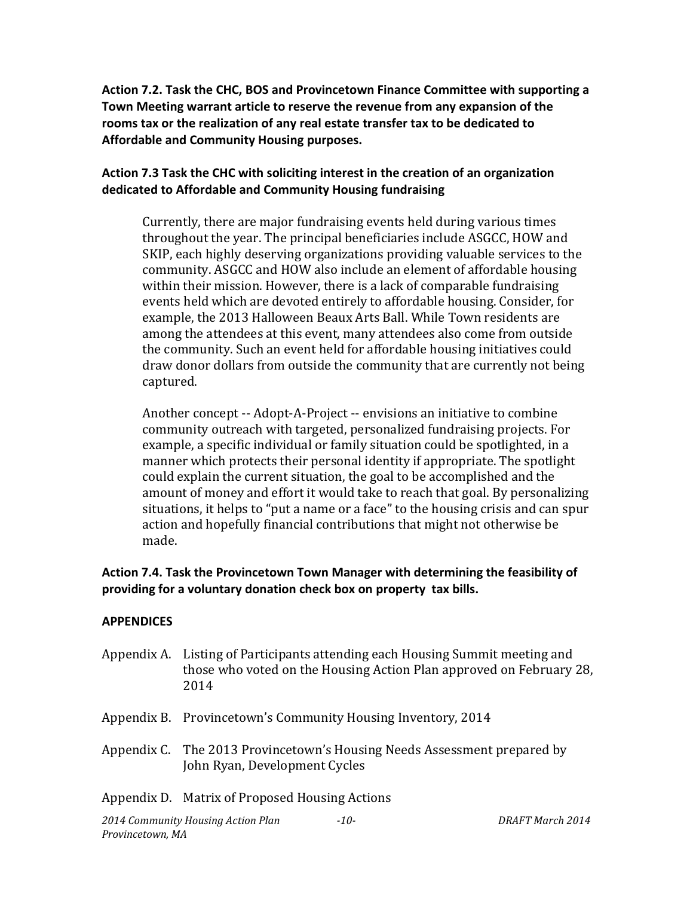**Action 7.2. Task the CHC, BOS and Provincetown Finance Committee with supporting a Town Meeting warrant article to reserve the revenue from any expansion of the rooms tax or the realization of any real estate transfer tax to be dedicated to Affordable and Community Housing purposes.**

**Action 7.3 Task the CHC with soliciting interest in the creation of an organization dedicated to Affordable and Community Housing fundraising**

Currently, there are major fundraising events held during various times throughout the year. The principal beneficiaries include ASGCC, HOW and SKIP, each highly deserving organizations providing valuable services to the community. ASGCC and HOW also include an element of affordable housing within their mission. However, there is a lack of comparable fundraising events held which are devoted entirely to affordable housing. Consider, for example, the 2013 Halloween Beaux Arts Ball. While Town residents are among the attendees at this event, many attendees also come from outside the community. Such an event held for affordable housing initiatives could draw donor dollars from outside the community that are currently not being captured.

Another concept -- Adopt-A-Project -- envisions an initiative to combine community outreach with targeted, personalized fundraising projects. For example, a specific individual or family situation could be spotlighted, in a manner which protects their personal identity if appropriate. The spotlight could explain the current situation, the goal to be accomplished and the amount of money and effort it would take to reach that goal. By personalizing situations, it helps to "put a name or a face" to the housing crisis and can spur action and hopefully financial contributions that might not otherwise be made.

**Action 7.4. Task the Provincetown Town Manager with determining the feasibility of providing for a voluntary donation check box on property tax bills.**

**APPENDICES**

- Appendix A. Listing of Participants attending each Housing Summit meeting and those who voted on the Housing Action Plan approved on February 28, 2014
- Appendix B. Provincetown's Community Housing Inventory, 2014
- Appendix C. The 2013 Provincetown's Housing Needs Assessment prepared by John Ryan, Development Cycles
- Appendix D. Matrix of Proposed Housing Actions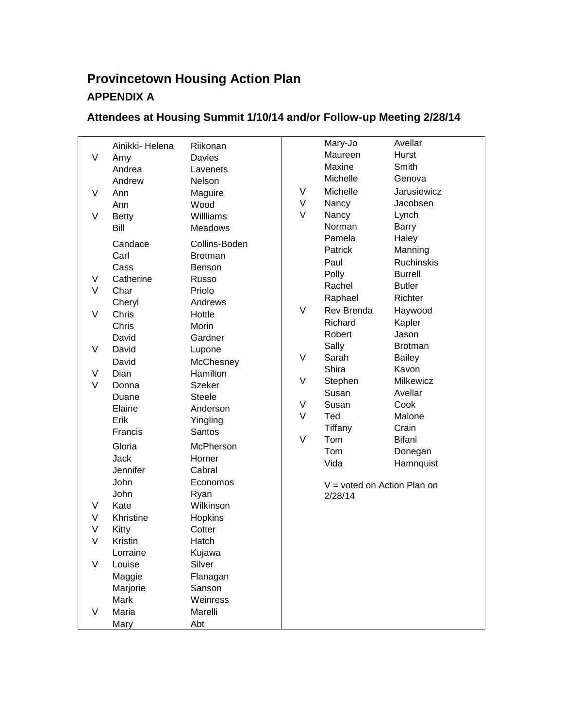# Provincetown Housing Action Plan

## APPENDIX A

### Attendees at Housing Summit 1/10/14 and/or Follow-up Meeting 2/28/14

| | First Name | Last Name |
|---|---|---|
| | Ainikki- Helena | Riikonan |
| V | Amy | Davies |
| | Andrea | Lavenets |
| | Andrew | Nelson |
| V | Ann | Maguire |
| | Ann | Wood |
| V | Betty | Willliams |
| | Bill | Meadows |
| | Candace | Collins-Boden |
| | Carl | Brotman |
| | Cass | Benson |
| V | Catherine | Russo |
| V | Char | Priolo |
| | Cheryl | Andrews |
| V | Chris | Hottle |
| | Chris | Morin |
| | David | Gardner |
| V | David | Lupone |
| | David | McChesney |
| V | Dian | Hamilton |
| V | Donna | Szeker |
| | Duane | Steele |
| | Elaine | Anderson |
| | Erik | Yingling |
| | Francis | Santos |
| | Gloria | McPherson |
| | Jack | Horner |
| | Jennifer | Cabral |
| | John | Economos |
| | John | Ryan |
| V | Kate | Wilkinson |
| V | Khristine | Hopkins |
| V | Kitty | Cotter |
| V | Kristin | Hatch |
| | Lorraine | Kujawa |
| V | Louise | Silver |
| | Maggie | Flanagan |
| | Marjorie | Sanson |
| | Mark | Weinress |
| V | Maria | Marelli |
| | Mary | Abt |
| | Mary-Jo | Avellar |
| | Maureen | Hurst |
| | Maxine | Smith |
| | Michelle | Genova |
| V | Michelle | Jarusiewicz |
| V | Nancy | Jacobsen |
| V | Nancy | Lynch |
| | Norman | Barry |
| | Pamela | Haley |
| | Patrick | Manning |
| | Paul | Ruchinskis |
| | Polly | Burrell |
| | Rachel | Butler |
| | Raphael | Richter |
| V | Rev Brenda | Haywood |
| | Richard | Kapler |
| | Robert | Jason |
| | Sally | Brotman |
| V | Sarah | Bailey |
| | Shira | Kavon |
| V | Stephen | Milkewicz |
| | Susan | Avellar |
| V | Susan | Cook |
| V | Ted | Malone |
| | Tiffany | Crain |
| V | Tom | Bifani |
| | Tom | Donegan |
| | Vida | Hamnquist |

V = voted on Action Plan on 2/28/14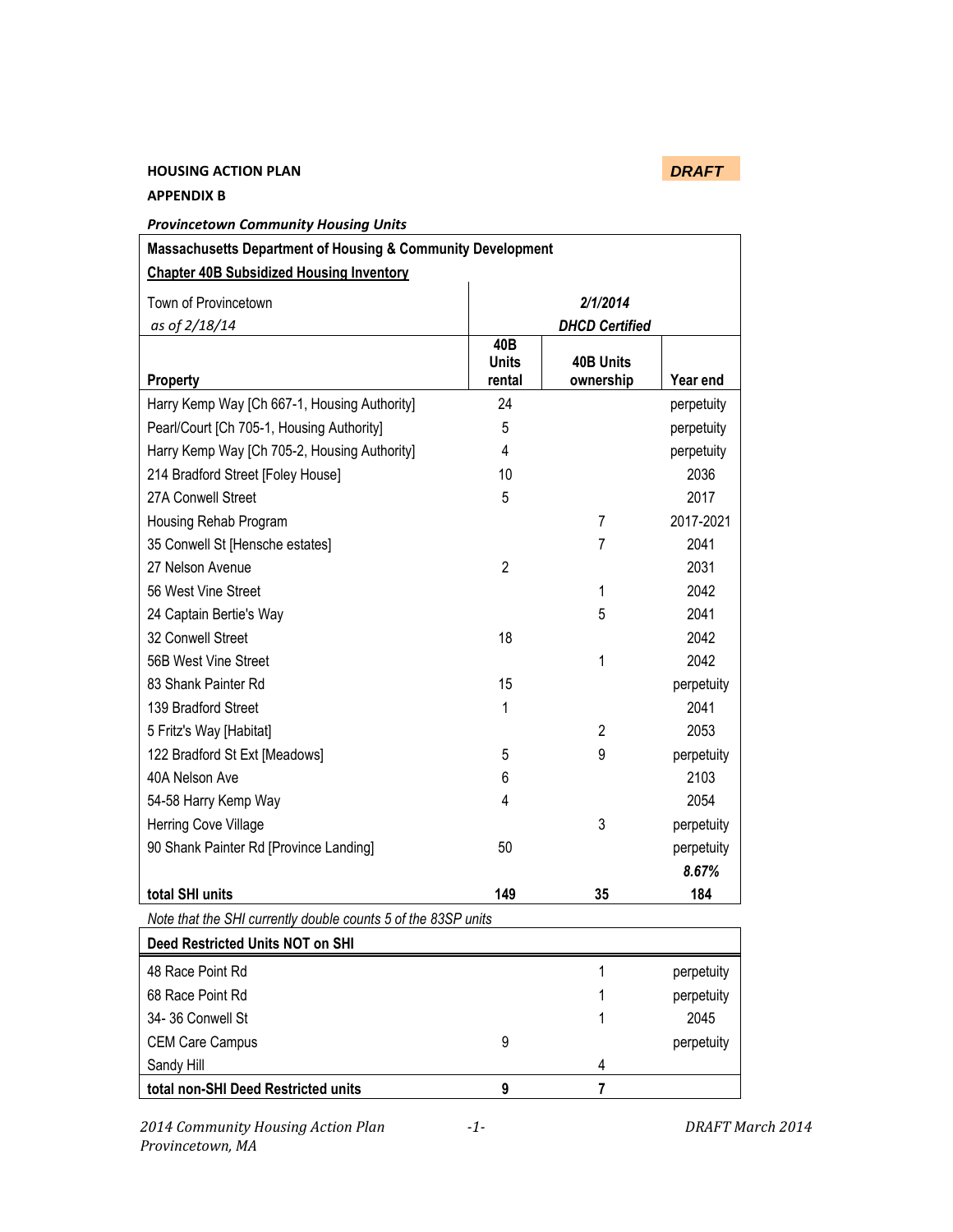**HOUSING ACTION PLAN** **DRAFT**

**APPENDIX B**

***Provincetown Community Housing Units***

| **Massachusetts Department of Housing & Community Development** | | | |
|---|---|---|---|
| **Chapter 40B Subsidized Housing Inventory** | | | |
| Town of Provincetown | ***2/1/2014*** | | |
| *as of 2/18/14* | ***DHCD Certified*** | | |
| **Property** | **40B Units rental** | **40B Units ownership** | **Year end** |
| Harry Kemp Way [Ch 667-1, Housing Authority] | 24 | | perpetuity |
| Pearl/Court [Ch 705-1, Housing Authority] | 5 | | perpetuity |
| Harry Kemp Way [Ch 705-2, Housing Authority] | 4 | | perpetuity |
| 214 Bradford Street [Foley House] | 10 | | 2036 |
| 27A Conwell Street | 5 | | 2017 |
| Housing Rehab Program | | 7 | 2017-2021 |
| 35 Conwell St [Hensche estates] | | 7 | 2041 |
| 27 Nelson Avenue | 2 | | 2031 |
| 56 West Vine Street | | 1 | 2042 |
| 24 Captain Bertie's Way | | 5 | 2041 |
| 32 Conwell Street | 18 | | 2042 |
| 56B West Vine Street | | 1 | 2042 |
| 83 Shank Painter Rd | 15 | | perpetuity |
| 139 Bradford Street | 1 | | 2041 |
| 5 Fritz's Way [Habitat] | | 2 | 2053 |
| 122 Bradford St Ext [Meadows] | 5 | 9 | perpetuity |
| 40A Nelson Ave | 6 | | 2103 |
| 54-58 Harry Kemp Way | 4 | | 2054 |
| Herring Cove Village | | 3 | perpetuity |
| 90 Shank Painter Rd [Province Landing] | 50 | | perpetuity |
| | | | ***8.67%*** |
| **total SHI units** | **149** | **35** | **184** |

*Note that the SHI currently double counts 5 of the 83SP units*

| **Deed Restricted Units NOT on SHI** | | | |
|---|---|---|---|
| 48 Race Point Rd | | 1 | perpetuity |
| 68 Race Point Rd | | 1 | perpetuity |
| 34- 36 Conwell St | | 1 | 2045 |
| CEM Care Campus | 9 | | perpetuity |
| Sandy Hill | | 4 | |
| **total non-SHI Deed Restricted units** | **9** | **7** | |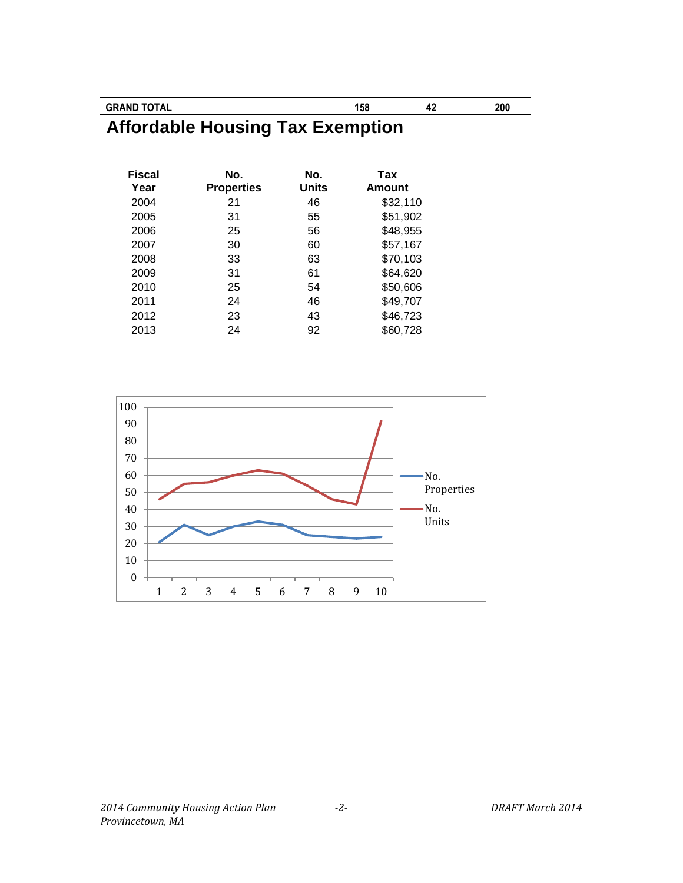| GRAND TOTAL | 158 | 42 | 200 |
|---|---|---|---|

# Affordable Housing Tax Exemption

| Fiscal Year | No. Properties | No. Units | Tax Amount |
|---|---|---|---|
| 2004 | 21 | 46 | $32,110 |
| 2005 | 31 | 55 | $51,902 |
| 2006 | 25 | 56 | $48,955 |
| 2007 | 30 | 60 | $57,167 |
| 2008 | 33 | 63 | $70,103 |
| 2009 | 31 | 61 | $64,620 |
| 2010 | 25 | 54 | $50,606 |
| 2011 | 24 | 46 | $49,707 |
| 2012 | 23 | 43 | $46,723 |
| 2013 | 24 | 92 | $60,728 |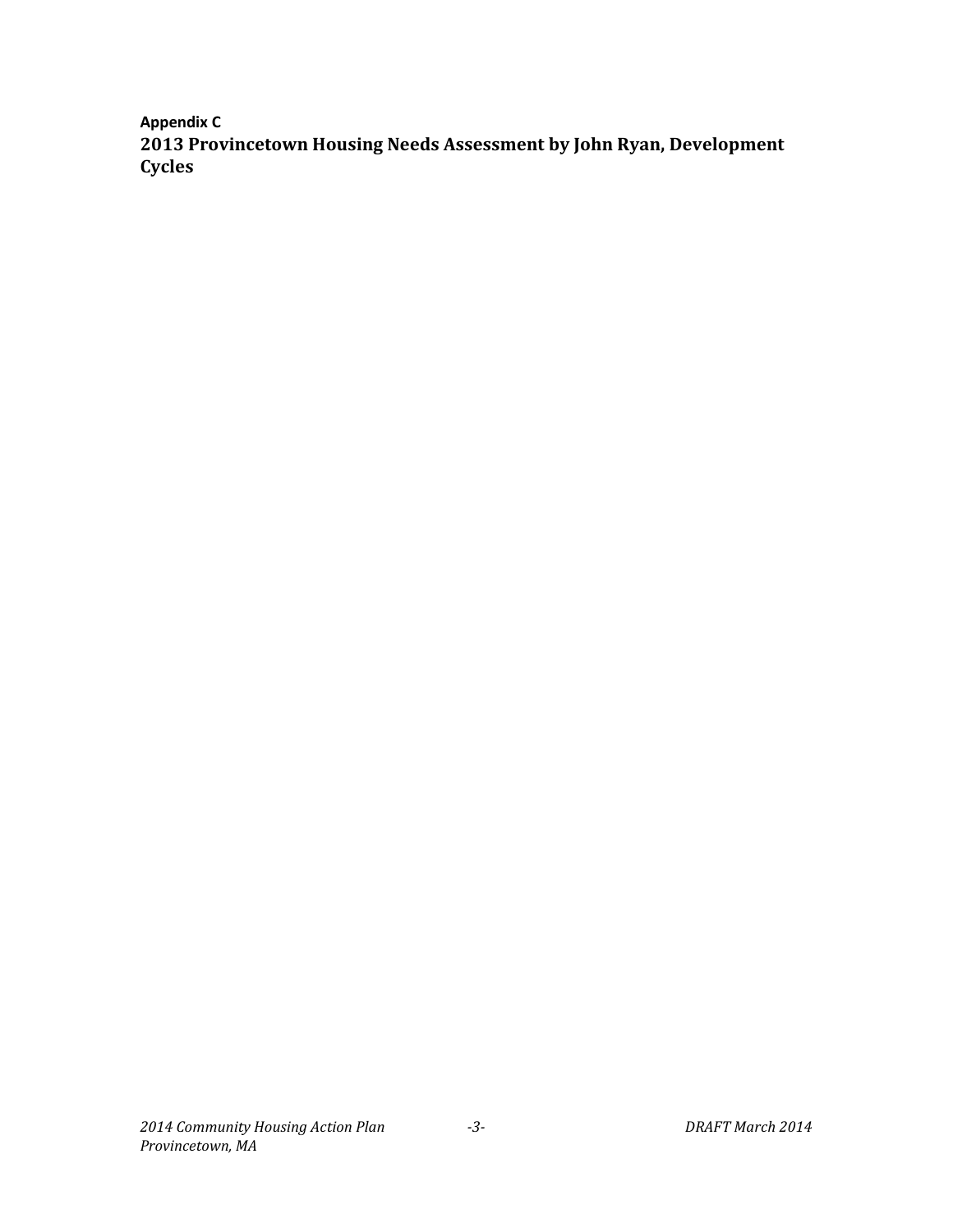**Appendix C**

## 2013 Provincetown Housing Needs Assessment by John Ryan, Development Cycles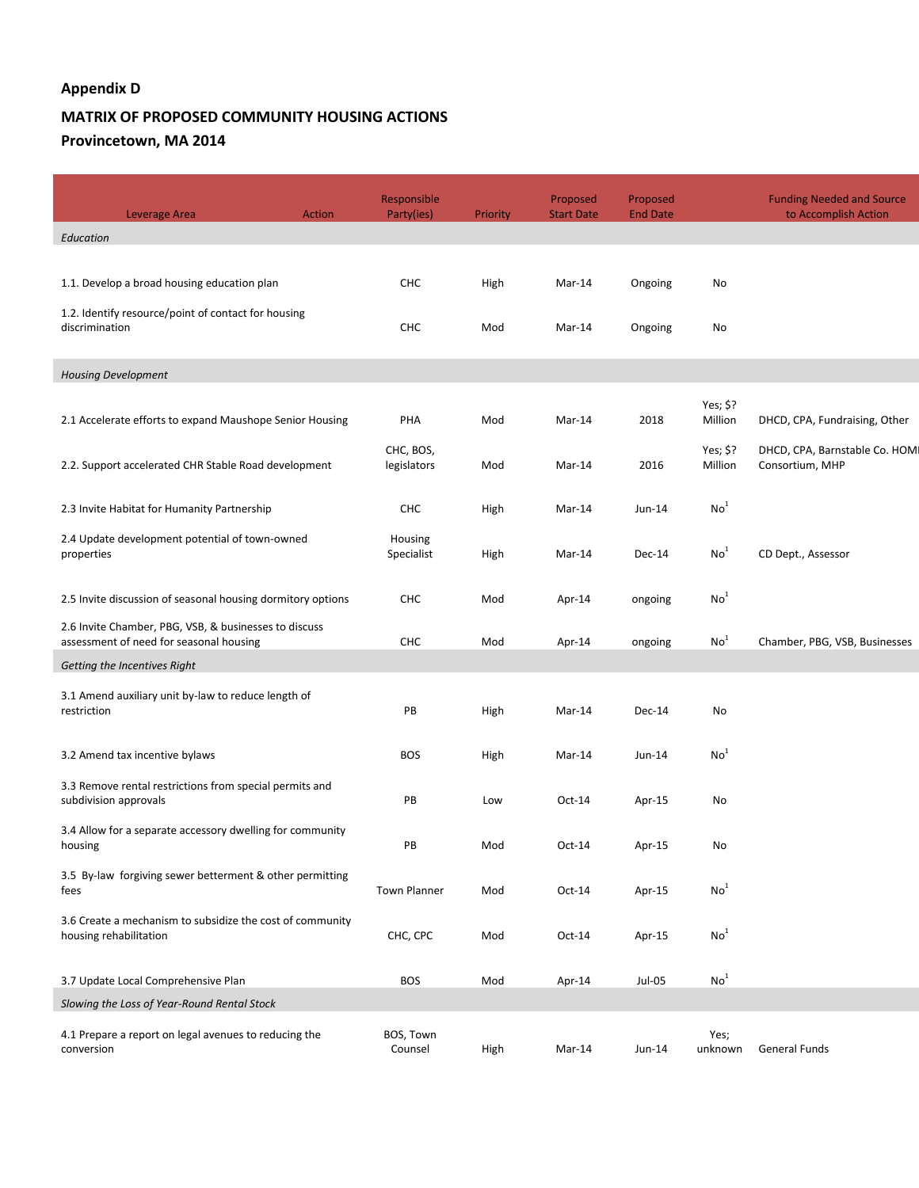# Appendix D

## MATRIX OF PROPOSED COMMUNITY HOUSING ACTIONS

### Provincetown, MA 2014

| Leverage Area Action | Responsible Party(ies) | Priority | Proposed Start Date | Proposed End Date | | Funding Needed and Source to Accomplish Action |
|---|---|---|---|---|---|---|
| *Education* | | | | | | |
| 1.1. Develop a broad housing education plan | CHC | High | Mar-14 | Ongoing | No | |
| 1.2. Identify resource/point of contact for housing discrimination | CHC | Mod | Mar-14 | Ongoing | No | |
| *Housing Development* | | | | | | |
| 2.1 Accelerate efforts to expand Maushope Senior Housing | PHA | Mod | Mar-14 | 2018 | Yes; $? Million | DHCD, CPA, Fundraising, Other |
| 2.2. Support accelerated CHR Stable Road development | CHC, BOS, legislators | Mod | Mar-14 | 2016 | Yes; $? Million | DHCD, CPA, Barnstable Co. HOME Consortium, MHP |
| 2.3 Invite Habitat for Humanity Partnership | CHC | High | Mar-14 | Jun-14 | No[1] | |
| 2.4 Update development potential of town-owned properties | Housing Specialist | High | Mar-14 | Dec-14 | No[1] | CD Dept., Assessor |
| 2.5 Invite discussion of seasonal housing dormitory options | CHC | Mod | Apr-14 | ongoing | No[1] | |
| 2.6 Invite Chamber, PBG, VSB, & businesses to discuss assessment of need for seasonal housing | CHC | Mod | Apr-14 | ongoing | No[1] | Chamber, PBG, VSB, Businesses |
| *Getting the Incentives Right* | | | | | | |
| 3.1 Amend auxiliary unit by-law to reduce length of restriction | PB | High | Mar-14 | Dec-14 | No | |
| 3.2 Amend tax incentive bylaws | BOS | High | Mar-14 | Jun-14 | No[1] | |
| 3.3 Remove rental restrictions from special permits and subdivision approvals | PB | Low | Oct-14 | Apr-15 | No | |
| 3.4 Allow for a separate accessory dwelling for community housing | PB | Mod | Oct-14 | Apr-15 | No | |
| 3.5 By-law forgiving sewer betterment & other permitting fees | Town Planner | Mod | Oct-14 | Apr-15 | No[1] | |
| 3.6 Create a mechanism to subsidize the cost of community housing rehabilitation | CHC, CPC | Mod | Oct-14 | Apr-15 | No[1] | |
| 3.7 Update Local Comprehensive Plan | BOS | Mod | Apr-14 | Jul-05 | No[1] | |
| *Slowing the Loss of Year-Round Rental Stock* | | | | | | |
| 4.1 Prepare a report on legal avenues to reducing the conversion | BOS, Town Counsel | High | Mar-14 | Jun-14 | Yes; unknown | General Funds |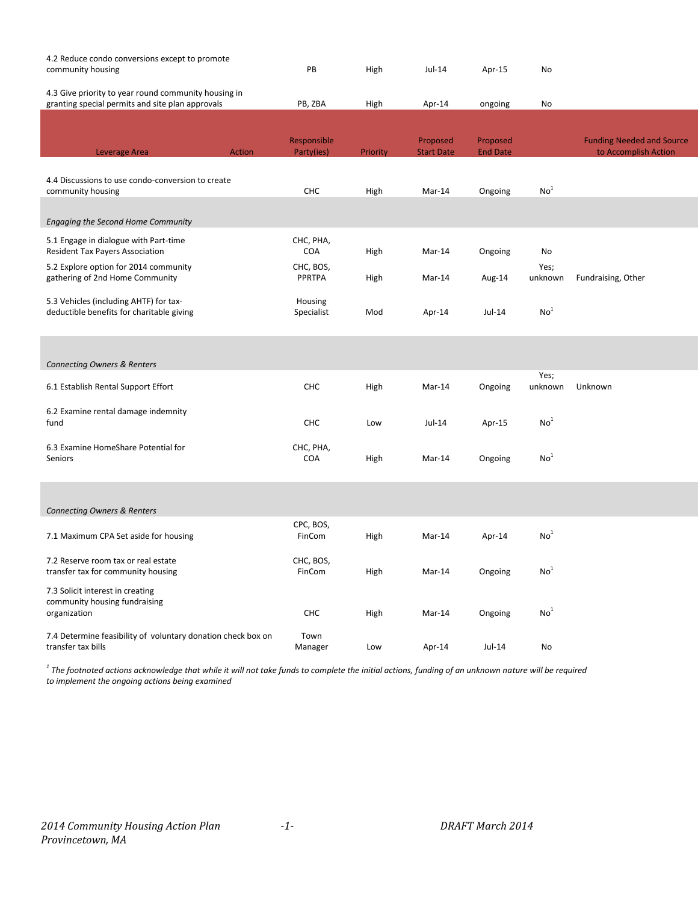| Leverage Area | Action | Responsible Party(ies) | Priority | Proposed Start Date | Proposed End Date | | Funding Needed and Source to Accomplish Action |
|---|---|---|---|---|---|---|---|
| 4.2 Reduce condo conversions except to promote community housing | | PB | High | Jul-14 | Apr-15 | No | |
| 4.3 Give priority to year round community housing in granting special permits and site plan approvals | | PB, ZBA | High | Apr-14 | ongoing | No | |
| 4.4 Discussions to use condo-conversion to create community housing | | CHC | High | Mar-14 | Ongoing | No[1] | |
| *Engaging the Second Home Community* | | | | | | | |
| 5.1 Engage in dialogue with Part-time Resident Tax Payers Association | | CHC, PHA, COA | High | Mar-14 | Ongoing | No | |
| 5.2 Explore option for 2014 community gathering of 2nd Home Community | | CHC, BOS, PPRTPA | High | Mar-14 | Aug-14 | Yes; unknown | Fundraising, Other |
| 5.3 Vehicles (including AHTF) for tax-deductible benefits for charitable giving | | Housing Specialist | Mod | Apr-14 | Jul-14 | No[1] | |
| *Connecting Owners & Renters* | | | | | | | |
| 6.1 Establish Rental Support Effort | | CHC | High | Mar-14 | Ongoing | Yes; unknown | Unknown |
| 6.2 Examine rental damage indemnity fund | | CHC | Low | Jul-14 | Apr-15 | No[1] | |
| 6.3 Examine HomeShare Potential for Seniors | | CHC, PHA, COA | High | Mar-14 | Ongoing | No[1] | |
| *Connecting Owners & Renters* | | | | | | | |
| 7.1 Maximum CPA Set aside for housing | | CPC, BOS, FinCom | High | Mar-14 | Apr-14 | No[1] | |
| 7.2 Reserve room tax or real estate transfer tax for community housing | | CHC, BOS, FinCom | High | Mar-14 | Ongoing | No[1] | |
| 7.3 Solicit interest in creating community housing fundraising organization | | CHC | High | Mar-14 | Ongoing | No[1] | |
| 7.4 Determine feasibility of voluntary donation check box on transfer tax bills | | Town Manager | Low | Apr-14 | Jul-14 | No | |

*[1] The footnoted actions acknowledge that while it will not take funds to complete the initial actions, funding of an unknown nature will be required to implement the ongoing actions being examined*